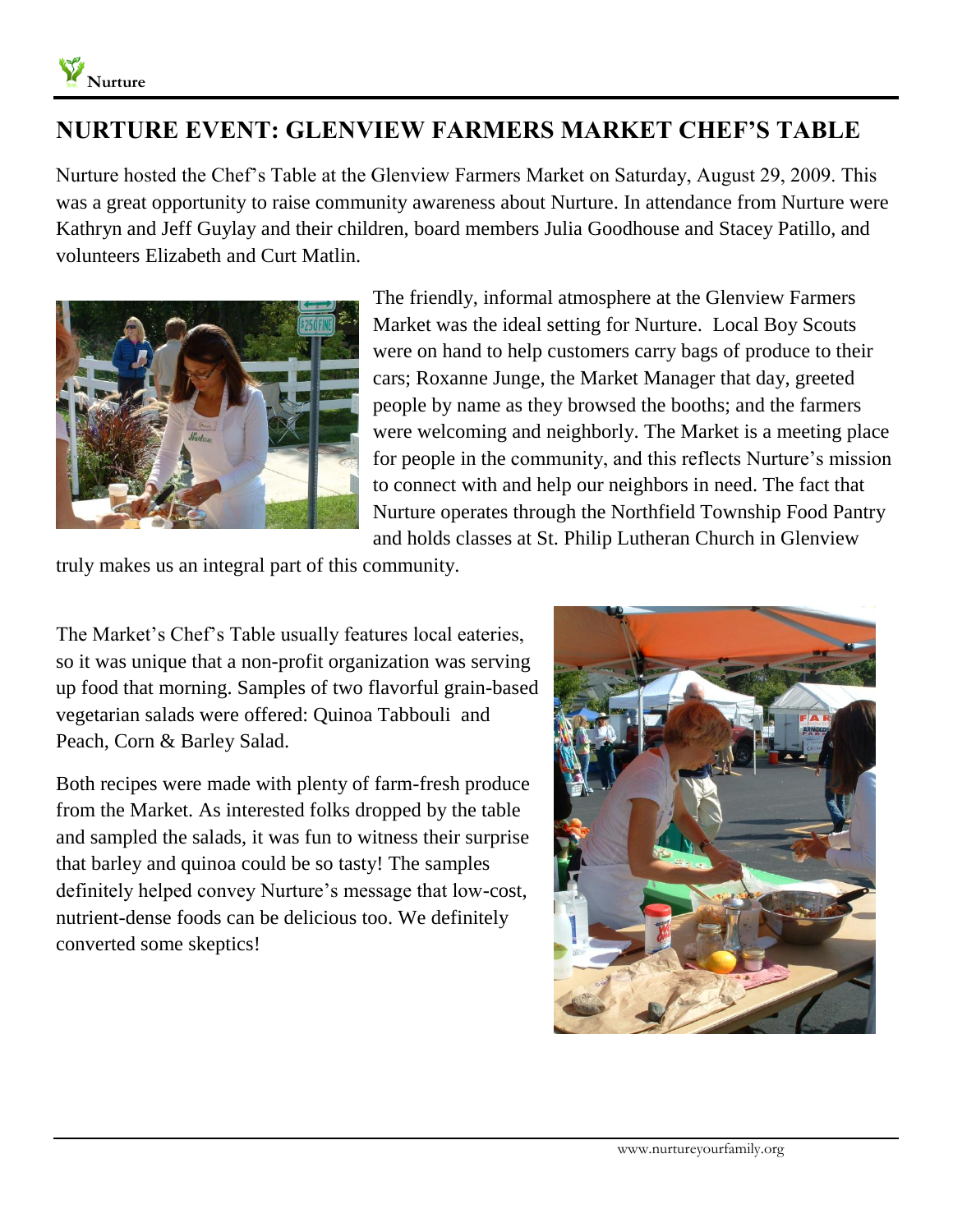# NURTURE EVENT: GLENVIEW FARMERS MARKET CHEF'S TABLE

Nurture hosted the Chef's Table at the Glenview Farmers Market on Saturday, August 29, 2009. This was a great opportunity to raise community awareness about Nurture. In attendance from Nurture were Kathryn and Jeff Guylay and their children, board members Julia Goodhouse and Stacey Patillo, and volunteers Elizabeth and Curt Matlin.

The friendly, informal atmosphere at the Glenview Farmers Market was the ideal setting for Nurture. Local Boy Scouts were on hand to help customers carry bags of produce to their cars; Roxanne Junge, the Market Manager that day, greeted people by name as they browsed the booths; and the farmers were welcoming and neighborly. The Market is a meeting place for people in the community, and this reflects Nurture's mission to connect with and help our neighbors in need. The fact that Nurture operates through the Northfield Township Food Pantry and holds classes at St. Philip Lutheran Church in Glenview truly makes us an integral part of this community.

The Market's Chef's Table usually features local eateries, so it was unique that a non-profit organization was serving up food that morning. Samples of two flavorful grain-based vegetarian salads were offered: Quinoa Tabbouli and Peach, Corn & Barley Salad.

Both recipes were made with plenty of farm-fresh produce from the Market. As interested folks dropped by the table and sampled the salads, it was fun to witness their surprise that barley and quinoa could be so tasty! The samples definitely helped convey Nurture's message that low-cost, nutrient-dense foods can be delicious too. We definitely converted some skeptics!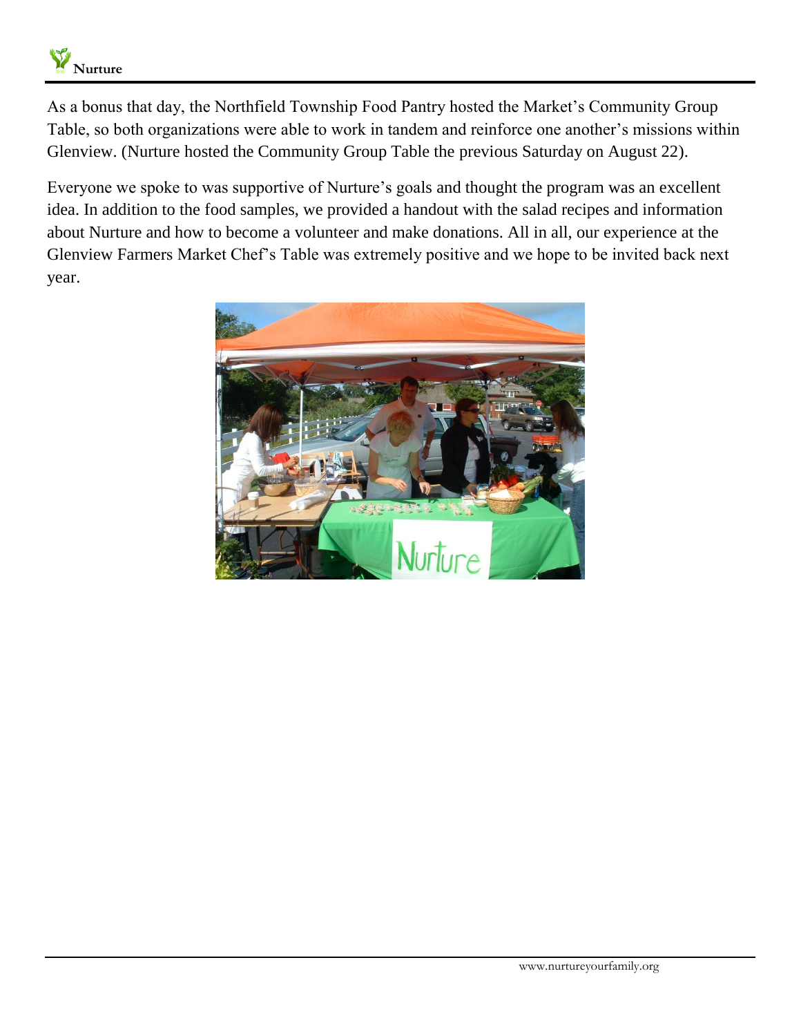As a bonus that day, the Northfield Township Food Pantry hosted the Market's Community Group Table, so both organizations were able to work in tandem and reinforce one another's missions within Glenview. (Nurture hosted the Community Group Table the previous Saturday on August 22).

Everyone we spoke to was supportive of Nurture's goals and thought the program was an excellent idea. In addition to the food samples, we provided a handout with the salad recipes and information about Nurture and how to become a volunteer and make donations. All in all, our experience at the Glenview Farmers Market Chef's Table was extremely positive and we hope to be invited back next year.